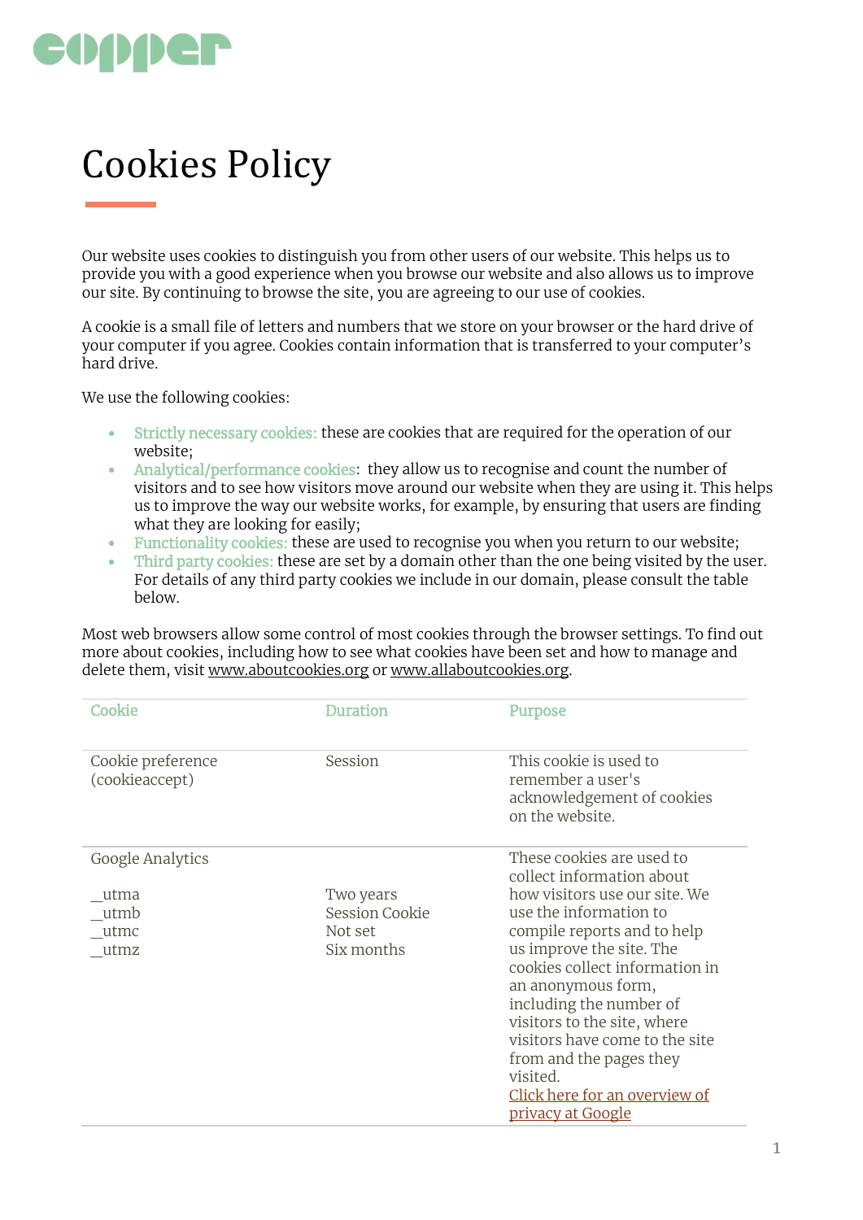copper

# Cookies Policy

Our website uses cookies to distinguish you from other users of our website. This helps us to provide you with a good experience when you browse our website and also allows us to improve our site. By continuing to browse the site, you are agreeing to our use of cookies.

A cookie is a small file of letters and numbers that we store on your browser or the hard drive of your computer if you agree. Cookies contain information that is transferred to your computer's hard drive.

We use the following cookies:

- Strictly necessary cookies: these are cookies that are required for the operation of our website;
- Analytical/performance cookies: they allow us to recognise and count the number of visitors and to see how visitors move around our website when they are using it. This helps us to improve the way our website works, for example, by ensuring that users are finding what they are looking for easily;
- Functionality cookies: these are used to recognise you when you return to our website;
- Third party cookies: these are set by a domain other than the one being visited by the user. For details of any third party cookies we include in our domain, please consult the table below.

Most web browsers allow some control of most cookies through the browser settings. To find out more about cookies, including how to see what cookies have been set and how to manage and delete them, visit www.aboutcookies.org or www.allaboutcookies.org.

| Cookie | Duration | Purpose |
|---|---|---|
| Cookie preference (cookieaccept) | Session | This cookie is used to remember a user's acknowledgement of cookies on the website. |
| Google Analytics<br><br>__utma<br>__utmb<br>__utmc<br>__utmz | <br><br>Two years<br>Session Cookie<br>Not set<br>Six months | These cookies are used to collect information about how visitors use our site. We use the information to compile reports and to help us improve the site. The cookies collect information in an anonymous form, including the number of visitors to the site, where visitors have come to the site from and the pages they visited.<br>Click here for an overview of privacy at Google |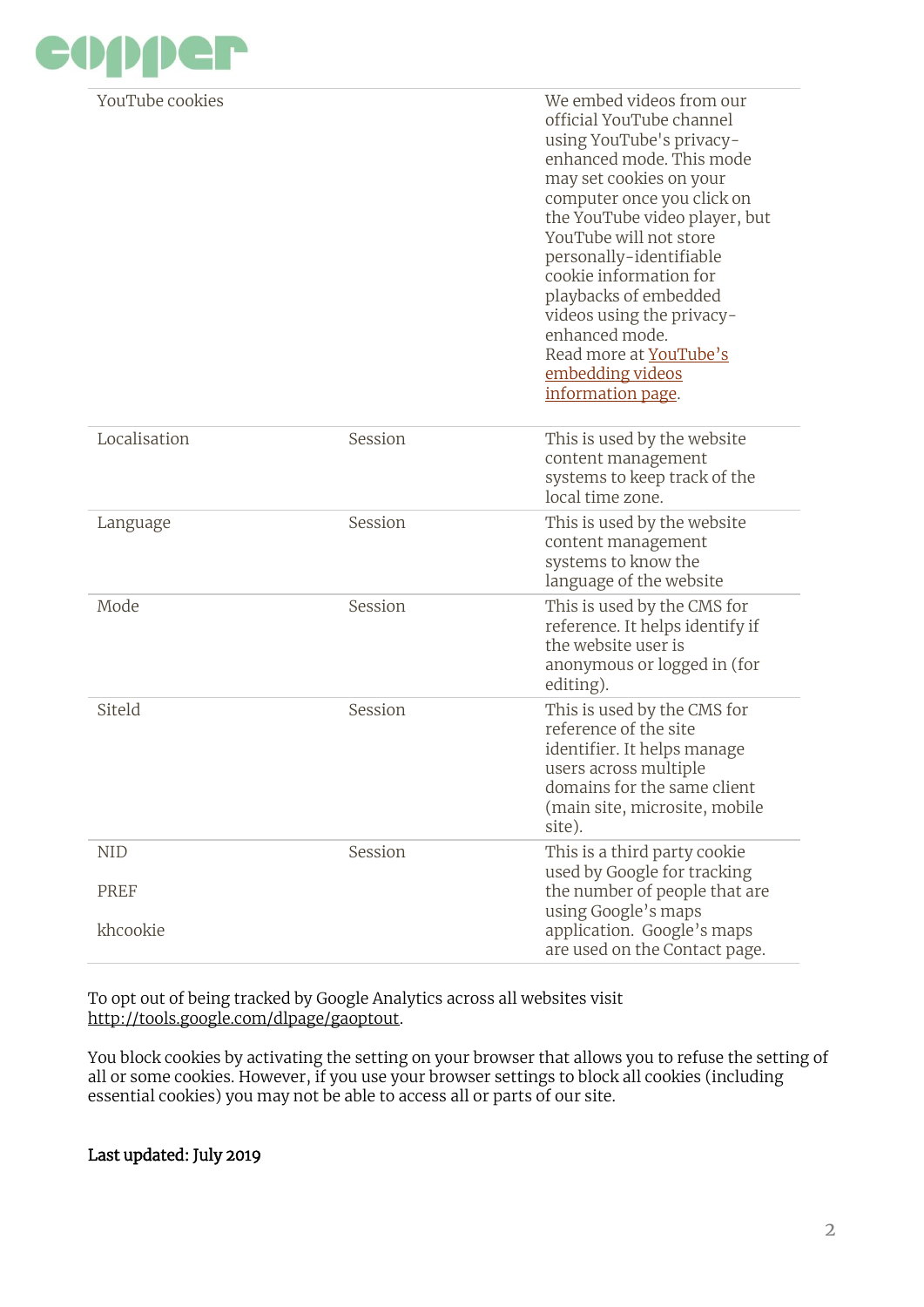| | | |
|---|---|---|
| YouTube cookies | | We embed videos from our official YouTube channel using YouTube's privacy-enhanced mode. This mode may set cookies on your computer once you click on the YouTube video player, but YouTube will not store personally-identifiable cookie information for playbacks of embedded videos using the privacy-enhanced mode. Read more at [YouTube’s embedding videos information page](). |
| Localisation | Session | This is used by the website content management systems to keep track of the local time zone. |
| Language | Session | This is used by the website content management systems to know the language of the website |
| Mode | Session | This is used by the CMS for reference. It helps identify if the website user is anonymous or logged in (for editing). |
| SiteId | Session | This is used by the CMS for reference of the site identifier. It helps manage users across multiple domains for the same client (main site, microsite, mobile site). |
| NID<br>PREF<br>khcookie | Session | This is a third party cookie used by Google for tracking the number of people that are using Google’s maps application. Google’s maps are used on the Contact page. |

To opt out of being tracked by Google Analytics across all websites visit http://tools.google.com/dlpage/gaoptout.

You block cookies by activating the setting on your browser that allows you to refuse the setting of all or some cookies. However, if you use your browser settings to block all cookies (including essential cookies) you may not be able to access all or parts of our site.

**Last updated: July 2019**